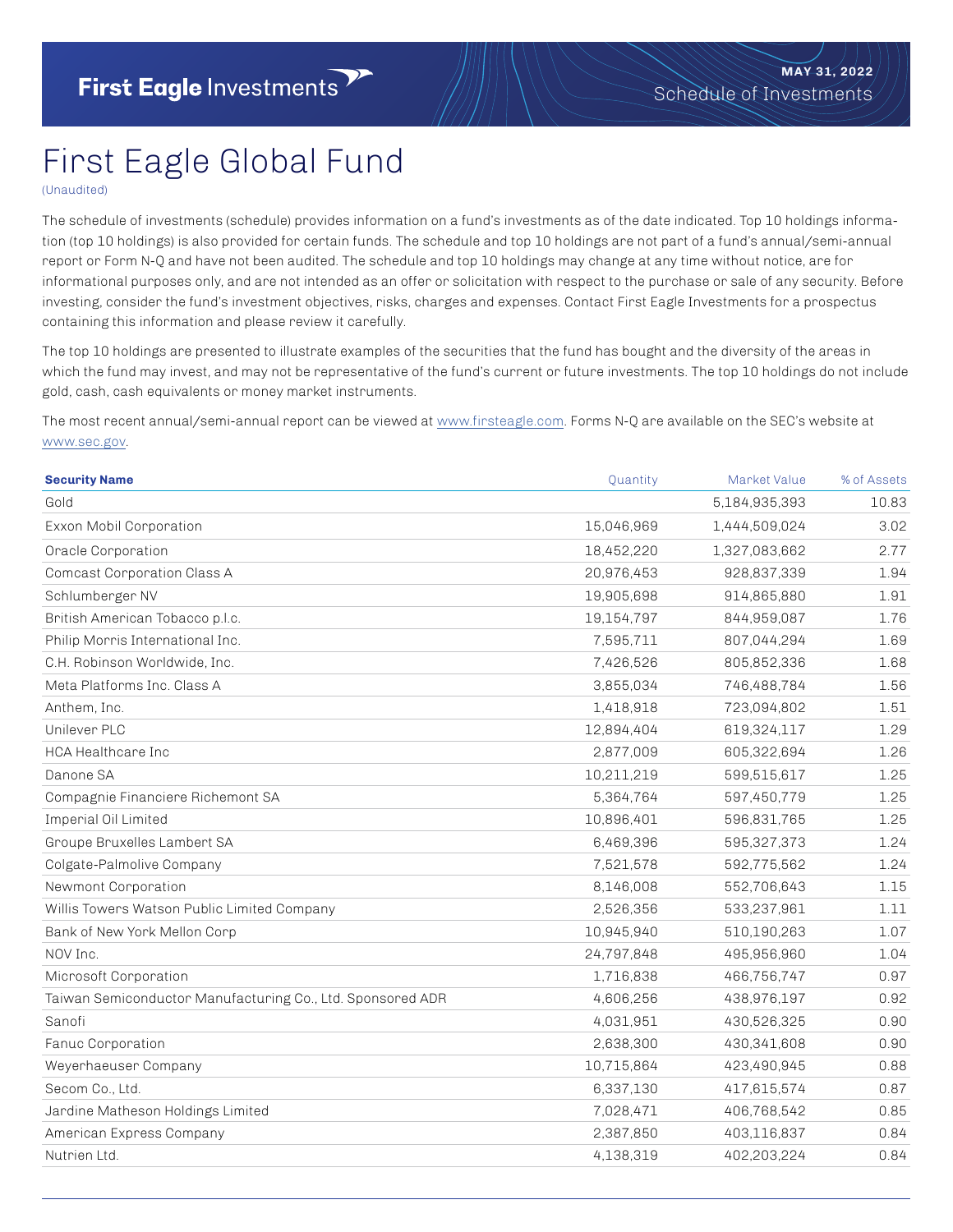First Eagle Investments

MAY 31, 2022
Schedule of Investments

# First Eagle Global Fund

(Unaudited)

The schedule of investments (schedule) provides information on a fund's investments as of the date indicated. Top 10 holdings information (top 10 holdings) is also provided for certain funds. The schedule and top 10 holdings are not part of a fund's annual/semi-annual report or Form N-Q and have not been audited. The schedule and top 10 holdings may change at any time without notice, are for informational purposes only, and are not intended as an offer or solicitation with respect to the purchase or sale of any security. Before investing, consider the fund's investment objectives, risks, charges and expenses. Contact First Eagle Investments for a prospectus containing this information and please review it carefully.

The top 10 holdings are presented to illustrate examples of the securities that the fund has bought and the diversity of the areas in which the fund may invest, and may not be representative of the fund's current or future investments. The top 10 holdings do not include gold, cash, cash equivalents or money market instruments.

The most recent annual/semi-annual report can be viewed at www.firsteagle.com. Forms N-Q are available on the SEC's website at www.sec.gov.

| Security Name | Quantity | Market Value | % of Assets |
|---|---|---|---|
| Gold | | 5,184,935,393 | 10.83 |
| Exxon Mobil Corporation | 15,046,969 | 1,444,509,024 | 3.02 |
| Oracle Corporation | 18,452,220 | 1,327,083,662 | 2.77 |
| Comcast Corporation Class A | 20,976,453 | 928,837,339 | 1.94 |
| Schlumberger NV | 19,905,698 | 914,865,880 | 1.91 |
| British American Tobacco p.l.c. | 19,154,797 | 844,959,087 | 1.76 |
| Philip Morris International Inc. | 7,595,711 | 807,044,294 | 1.69 |
| C.H. Robinson Worldwide, Inc. | 7,426,526 | 805,852,336 | 1.68 |
| Meta Platforms Inc. Class A | 3,855,034 | 746,488,784 | 1.56 |
| Anthem, Inc. | 1,418,918 | 723,094,802 | 1.51 |
| Unilever PLC | 12,894,404 | 619,324,117 | 1.29 |
| HCA Healthcare Inc | 2,877,009 | 605,322,694 | 1.26 |
| Danone SA | 10,211,219 | 599,515,617 | 1.25 |
| Compagnie Financiere Richemont SA | 5,364,764 | 597,450,779 | 1.25 |
| Imperial Oil Limited | 10,896,401 | 596,831,765 | 1.25 |
| Groupe Bruxelles Lambert SA | 6,469,396 | 595,327,373 | 1.24 |
| Colgate-Palmolive Company | 7,521,578 | 592,775,562 | 1.24 |
| Newmont Corporation | 8,146,008 | 552,706,643 | 1.15 |
| Willis Towers Watson Public Limited Company | 2,526,356 | 533,237,961 | 1.11 |
| Bank of New York Mellon Corp | 10,945,940 | 510,190,263 | 1.07 |
| NOV Inc. | 24,797,848 | 495,956,960 | 1.04 |
| Microsoft Corporation | 1,716,838 | 466,756,747 | 0.97 |
| Taiwan Semiconductor Manufacturing Co., Ltd. Sponsored ADR | 4,606,256 | 438,976,197 | 0.92 |
| Sanofi | 4,031,951 | 430,526,325 | 0.90 |
| Fanuc Corporation | 2,638,300 | 430,341,608 | 0.90 |
| Weyerhaeuser Company | 10,715,864 | 423,490,945 | 0.88 |
| Secom Co., Ltd. | 6,337,130 | 417,615,574 | 0.87 |
| Jardine Matheson Holdings Limited | 7,028,471 | 406,768,542 | 0.85 |
| American Express Company | 2,387,850 | 403,116,837 | 0.84 |
| Nutrien Ltd. | 4,138,319 | 402,203,224 | 0.84 |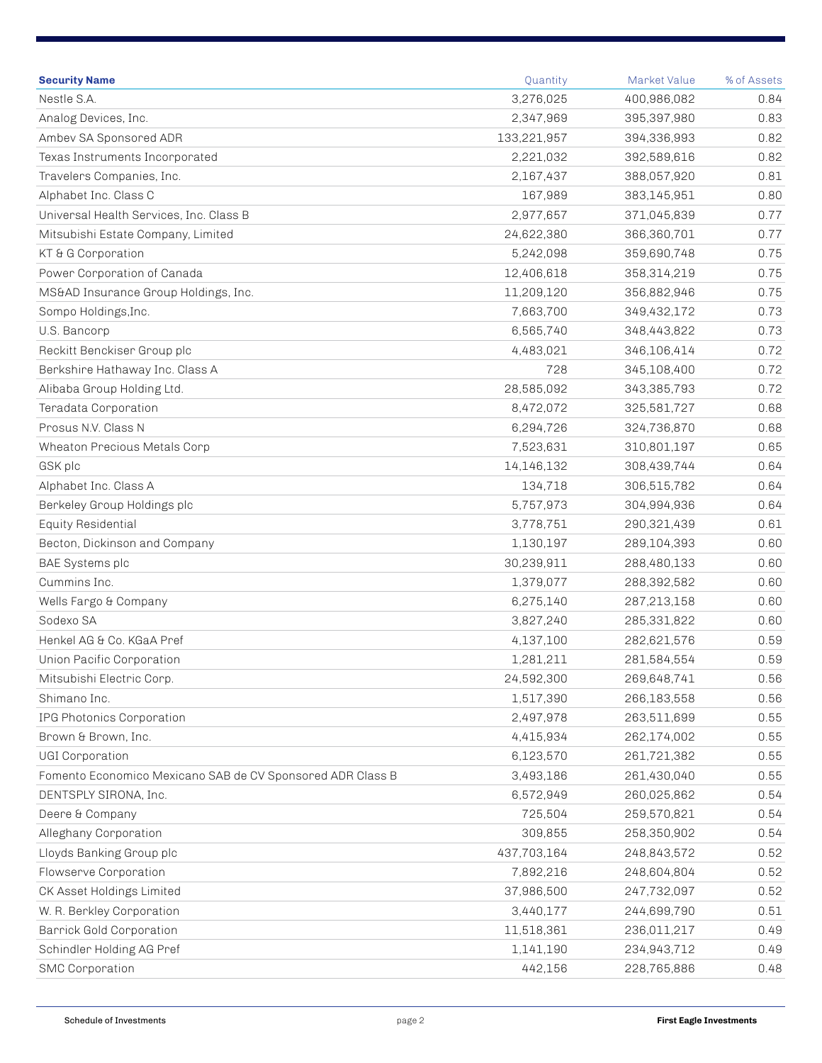| Security Name | Quantity | Market Value | % of Assets |
|---|---|---|---|
| Nestle S.A. | 3,276,025 | 400,986,082 | 0.84 |
| Analog Devices, Inc. | 2,347,969 | 395,397,980 | 0.83 |
| Ambev SA Sponsored ADR | 133,221,957 | 394,336,993 | 0.82 |
| Texas Instruments Incorporated | 2,221,032 | 392,589,616 | 0.82 |
| Travelers Companies, Inc. | 2,167,437 | 388,057,920 | 0.81 |
| Alphabet Inc. Class C | 167,989 | 383,145,951 | 0.80 |
| Universal Health Services, Inc. Class B | 2,977,657 | 371,045,839 | 0.77 |
| Mitsubishi Estate Company, Limited | 24,622,380 | 366,360,701 | 0.77 |
| KT & G Corporation | 5,242,098 | 359,690,748 | 0.75 |
| Power Corporation of Canada | 12,406,618 | 358,314,219 | 0.75 |
| MS&AD Insurance Group Holdings, Inc. | 11,209,120 | 356,882,946 | 0.75 |
| Sompo Holdings,Inc. | 7,663,700 | 349,432,172 | 0.73 |
| U.S. Bancorp | 6,565,740 | 348,443,822 | 0.73 |
| Reckitt Benckiser Group plc | 4,483,021 | 346,106,414 | 0.72 |
| Berkshire Hathaway Inc. Class A | 728 | 345,108,400 | 0.72 |
| Alibaba Group Holding Ltd. | 28,585,092 | 343,385,793 | 0.72 |
| Teradata Corporation | 8,472,072 | 325,581,727 | 0.68 |
| Prosus N.V. Class N | 6,294,726 | 324,736,870 | 0.68 |
| Wheaton Precious Metals Corp | 7,523,631 | 310,801,197 | 0.65 |
| GSK plc | 14,146,132 | 308,439,744 | 0.64 |
| Alphabet Inc. Class A | 134,718 | 306,515,782 | 0.64 |
| Berkeley Group Holdings plc | 5,757,973 | 304,994,936 | 0.64 |
| Equity Residential | 3,778,751 | 290,321,439 | 0.61 |
| Becton, Dickinson and Company | 1,130,197 | 289,104,393 | 0.60 |
| BAE Systems plc | 30,239,911 | 288,480,133 | 0.60 |
| Cummins Inc. | 1,379,077 | 288,392,582 | 0.60 |
| Wells Fargo & Company | 6,275,140 | 287,213,158 | 0.60 |
| Sodexo SA | 3,827,240 | 285,331,822 | 0.60 |
| Henkel AG & Co. KGaA Pref | 4,137,100 | 282,621,576 | 0.59 |
| Union Pacific Corporation | 1,281,211 | 281,584,554 | 0.59 |
| Mitsubishi Electric Corp. | 24,592,300 | 269,648,741 | 0.56 |
| Shimano Inc. | 1,517,390 | 266,183,558 | 0.56 |
| IPG Photonics Corporation | 2,497,978 | 263,511,699 | 0.55 |
| Brown & Brown, Inc. | 4,415,934 | 262,174,002 | 0.55 |
| UGI Corporation | 6,123,570 | 261,721,382 | 0.55 |
| Fomento Economico Mexicano SAB de CV Sponsored ADR Class B | 3,493,186 | 261,430,040 | 0.55 |
| DENTSPLY SIRONA, Inc. | 6,572,949 | 260,025,862 | 0.54 |
| Deere & Company | 725,504 | 259,570,821 | 0.54 |
| Alleghany Corporation | 309,855 | 258,350,902 | 0.54 |
| Lloyds Banking Group plc | 437,703,164 | 248,843,572 | 0.52 |
| Flowserve Corporation | 7,892,216 | 248,604,804 | 0.52 |
| CK Asset Holdings Limited | 37,986,500 | 247,732,097 | 0.52 |
| W. R. Berkley Corporation | 3,440,177 | 244,699,790 | 0.51 |
| Barrick Gold Corporation | 11,518,361 | 236,011,217 | 0.49 |
| Schindler Holding AG Pref | 1,141,190 | 234,943,712 | 0.49 |
| SMC Corporation | 442,156 | 228,765,886 | 0.48 |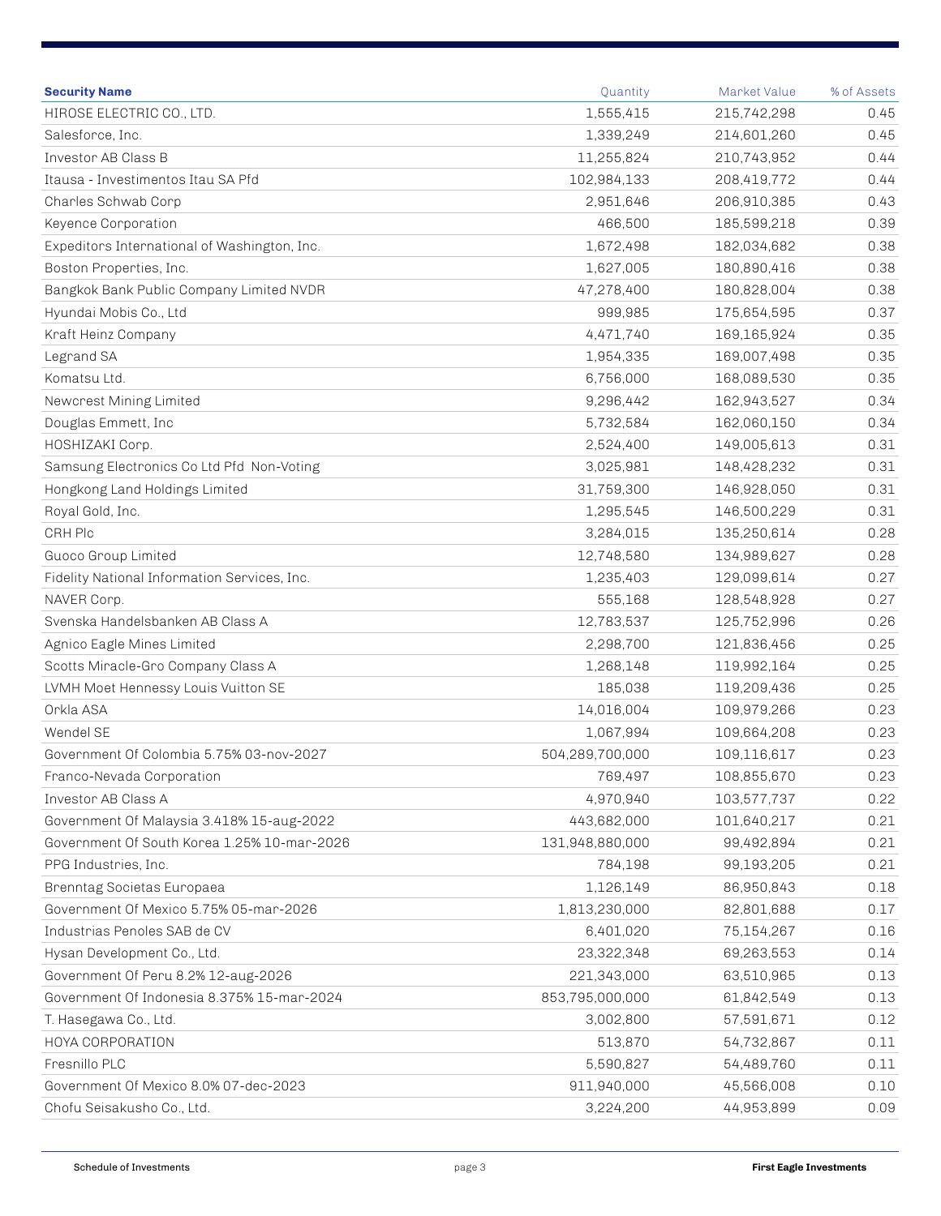| Security Name | Quantity | Market Value | % of Assets |
|---|---|---|---|
| HIROSE ELECTRIC CO., LTD. | 1,555,415 | 215,742,298 | 0.45 |
| Salesforce, Inc. | 1,339,249 | 214,601,260 | 0.45 |
| Investor AB Class B | 11,255,824 | 210,743,952 | 0.44 |
| Itausa - Investimentos Itau SA Pfd | 102,984,133 | 208,419,772 | 0.44 |
| Charles Schwab Corp | 2,951,646 | 206,910,385 | 0.43 |
| Keyence Corporation | 466,500 | 185,599,218 | 0.39 |
| Expeditors International of Washington, Inc. | 1,672,498 | 182,034,682 | 0.38 |
| Boston Properties, Inc. | 1,627,005 | 180,890,416 | 0.38 |
| Bangkok Bank Public Company Limited NVDR | 47,278,400 | 180,828,004 | 0.38 |
| Hyundai Mobis Co., Ltd | 999,985 | 175,654,595 | 0.37 |
| Kraft Heinz Company | 4,471,740 | 169,165,924 | 0.35 |
| Legrand SA | 1,954,335 | 169,007,498 | 0.35 |
| Komatsu Ltd. | 6,756,000 | 168,089,530 | 0.35 |
| Newcrest Mining Limited | 9,296,442 | 162,943,527 | 0.34 |
| Douglas Emmett, Inc | 5,732,584 | 162,060,150 | 0.34 |
| HOSHIZAKI Corp. | 2,524,400 | 149,005,613 | 0.31 |
| Samsung Electronics Co Ltd Pfd Non-Voting | 3,025,981 | 148,428,232 | 0.31 |
| Hongkong Land Holdings Limited | 31,759,300 | 146,928,050 | 0.31 |
| Royal Gold, Inc. | 1,295,545 | 146,500,229 | 0.31 |
| CRH Plc | 3,284,015 | 135,250,614 | 0.28 |
| Guoco Group Limited | 12,748,580 | 134,989,627 | 0.28 |
| Fidelity National Information Services, Inc. | 1,235,403 | 129,099,614 | 0.27 |
| NAVER Corp. | 555,168 | 128,548,928 | 0.27 |
| Svenska Handelsbanken AB Class A | 12,783,537 | 125,752,996 | 0.26 |
| Agnico Eagle Mines Limited | 2,298,700 | 121,836,456 | 0.25 |
| Scotts Miracle-Gro Company Class A | 1,268,148 | 119,992,164 | 0.25 |
| LVMH Moet Hennessy Louis Vuitton SE | 185,038 | 119,209,436 | 0.25 |
| Orkla ASA | 14,016,004 | 109,979,266 | 0.23 |
| Wendel SE | 1,067,994 | 109,664,208 | 0.23 |
| Government Of Colombia 5.75% 03-nov-2027 | 504,289,700,000 | 109,116,617 | 0.23 |
| Franco-Nevada Corporation | 769,497 | 108,855,670 | 0.23 |
| Investor AB Class A | 4,970,940 | 103,577,737 | 0.22 |
| Government Of Malaysia 3.418% 15-aug-2022 | 443,682,000 | 101,640,217 | 0.21 |
| Government Of South Korea 1.25% 10-mar-2026 | 131,948,880,000 | 99,492,894 | 0.21 |
| PPG Industries, Inc. | 784,198 | 99,193,205 | 0.21 |
| Brenntag Societas Europaea | 1,126,149 | 86,950,843 | 0.18 |
| Government Of Mexico 5.75% 05-mar-2026 | 1,813,230,000 | 82,801,688 | 0.17 |
| Industrias Penoles SAB de CV | 6,401,020 | 75,154,267 | 0.16 |
| Hysan Development Co., Ltd. | 23,322,348 | 69,263,553 | 0.14 |
| Government Of Peru 8.2% 12-aug-2026 | 221,343,000 | 63,510,965 | 0.13 |
| Government Of Indonesia 8.375% 15-mar-2024 | 853,795,000,000 | 61,842,549 | 0.13 |
| T. Hasegawa Co., Ltd. | 3,002,800 | 57,591,671 | 0.12 |
| HOYA CORPORATION | 513,870 | 54,732,867 | 0.11 |
| Fresnillo PLC | 5,590,827 | 54,489,760 | 0.11 |
| Government Of Mexico 8.0% 07-dec-2023 | 911,940,000 | 45,566,008 | 0.10 |
| Chofu Seisakusho Co., Ltd. | 3,224,200 | 44,953,899 | 0.09 |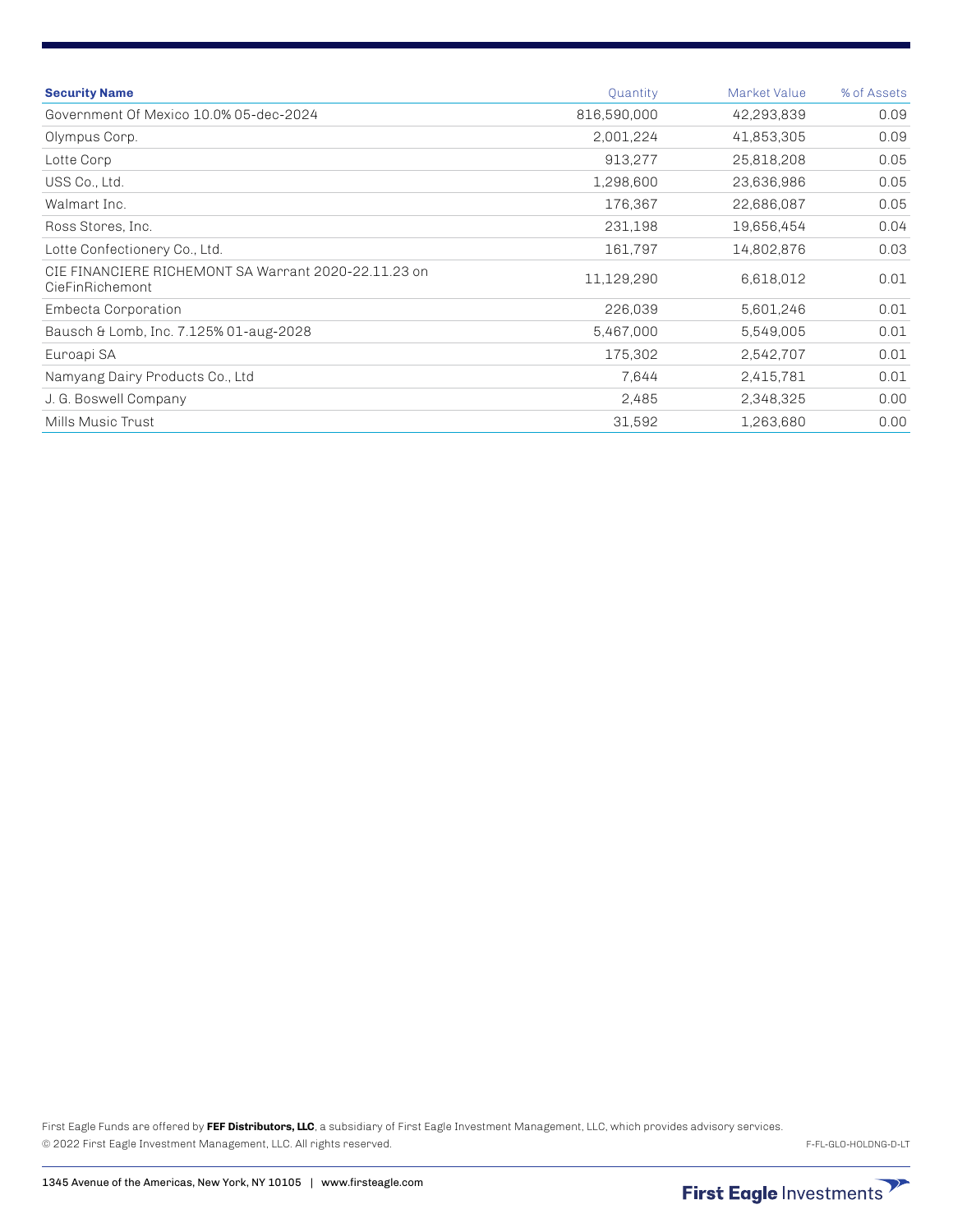| Security Name | Quantity | Market Value | % of Assets |
|---|---|---|---|
| Government Of Mexico 10.0% 05-dec-2024 | 816,590,000 | 42,293,839 | 0.09 |
| Olympus Corp. | 2,001,224 | 41,853,305 | 0.09 |
| Lotte Corp | 913,277 | 25,818,208 | 0.05 |
| USS Co., Ltd. | 1,298,600 | 23,636,986 | 0.05 |
| Walmart Inc. | 176,367 | 22,686,087 | 0.05 |
| Ross Stores, Inc. | 231,198 | 19,656,454 | 0.04 |
| Lotte Confectionery Co., Ltd. | 161,797 | 14,802,876 | 0.03 |
| CIE FINANCIERE RICHEMONT SA Warrant 2020-22.11.23 on CieFinRichemont | 11,129,290 | 6,618,012 | 0.01 |
| Embecta Corporation | 226,039 | 5,601,246 | 0.01 |
| Bausch & Lomb, Inc. 7.125% 01-aug-2028 | 5,467,000 | 5,549,005 | 0.01 |
| Euroapi SA | 175,302 | 2,542,707 | 0.01 |
| Namyang Dairy Products Co., Ltd | 7,644 | 2,415,781 | 0.01 |
| J. G. Boswell Company | 2,485 | 2,348,325 | 0.00 |
| Mills Music Trust | 31,592 | 1,263,680 | 0.00 |

First Eagle Funds are offered by **FEF Distributors, LLC**, a subsidiary of First Eagle Investment Management, LLC, which provides advisory services.

© 2022 First Eagle Investment Management, LLC. All rights reserved.

F-FL-GLO-HOLDNG-D-LT

1345 Avenue of the Americas, New York, NY 10105 | www.firsteagle.com

First Eagle Investments